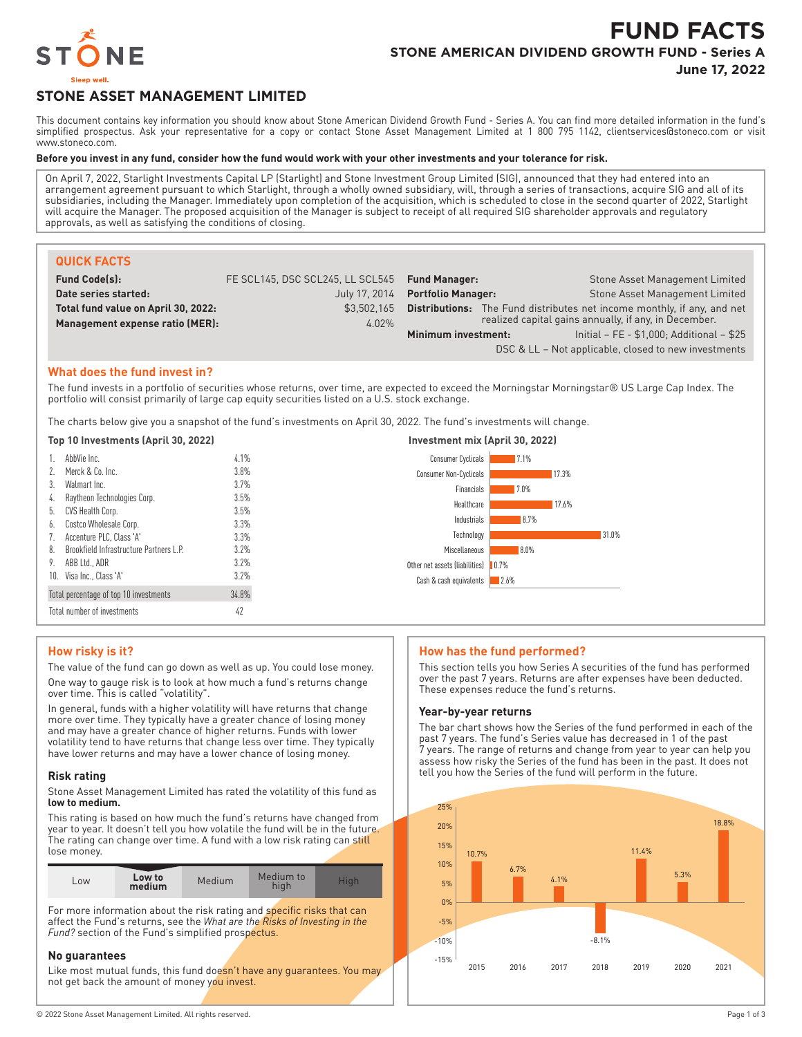# FUND FACTS

## STONE AMERICAN DIVIDEND GROWTH FUND - Series A

**June 17, 2022**

## STONE ASSET MANAGEMENT LIMITED

This document contains key information you should know about Stone American Dividend Growth Fund - Series A. You can find more detailed information in the fund's simplified prospectus. Ask your representative for a copy or contact Stone Asset Management Limited at 1 800 795 1142, clientservices@stoneco.com or visit www.stoneco.com.

**Before you invest in any fund, consider how the fund would work with your other investments and your tolerance for risk.**

On April 7, 2022, Starlight Investments Capital LP (Starlight) and Stone Investment Group Limited (SIG), announced that they had entered into an arrangement agreement pursuant to which Starlight, through a wholly owned subsidiary, will, through a series of transactions, acquire SIG and all of its subsidiaries, including the Manager. Immediately upon completion of the acquisition, which is scheduled to close in the second quarter of 2022, Starlight will acquire the Manager. The proposed acquisition of the Manager is subject to receipt of all required SIG shareholder approvals and regulatory approvals, as well as satisfying the conditions of closing.

### QUICK FACTS

| | |
|---|---|
| **Fund Code(s):** | FE SCL145, DSC SCL245, LL SCL545 |
| **Date series started:** | July 17, 2014 |
| **Total fund value on April 30, 2022:** | $3,502,165 |
| **Management expense ratio (MER):** | 4.02% |
| **Fund Manager:** | Stone Asset Management Limited |
| **Portfolio Manager:** | Stone Asset Management Limited |
| **Distributions:** | The Fund distributes net income monthly, if any, and net realized capital gains annually, if any, in December. |
| **Minimum investment:** | Initial – FE - $1,000; Additional – $25<br>DSC & LL – Not applicable, closed to new investments |

### What does the fund invest in?

The fund invests in a portfolio of securities whose returns, over time, are expected to exceed the Morningstar Morningstar® US Large Cap Index. The portfolio will consist primarily of large cap equity securities listed on a U.S. stock exchange.

The charts below give you a snapshot of the fund's investments on April 30, 2022. The fund's investments will change.

**Top 10 Investments (April 30, 2022)**

| | Investment | % |
|---|---|---|
| 1. | AbbVie Inc. | 4.1% |
| 2. | Merck & Co. Inc. | 3.8% |
| 3. | Walmart Inc. | 3.7% |
| 4. | Raytheon Technologies Corp. | 3.5% |
| 5. | CVS Health Corp. | 3.5% |
| 6. | Costco Wholesale Corp. | 3.3% |
| 7. | Accenture PLC, Class 'A' | 3.3% |
| 8. | Brookfield Infrastructure Partners L.P. | 3.2% |
| 9. | ABB Ltd., ADR | 3.2% |
| 10. | Visa Inc., Class 'A' | 3.2% |
| | Total percentage of top 10 investments | 34.8% |
| | Total number of investments | 42 |

**Investment mix (April 30, 2022)**

| Sector | % |
|---|---|
| Consumer Cyclicals | 7.1% |
| Consumer Non-Cyclicals | 17.3% |
| Financials | 7.0% |
| Healthcare | 17.6% |
| Industrials | 8.7% |
| Technology | 31.0% |
| Miscellaneous | 8.0% |
| Other net assets (liabilities) | 0.7% |
| Cash & cash equivalents | 2.6% |

### How risky is it?

The value of the fund can go down as well as up. You could lose money.

One way to gauge risk is to look at how much a fund's returns change over time. This is called "volatility".

In general, funds with a higher volatility will have returns that change more over time. They typically have a greater chance of losing money and may have a greater chance of higher returns. Funds with lower volatility tend to have returns that change less over time. They typically have lower returns and may have a lower chance of losing money.

#### Risk rating

Stone Asset Management Limited has rated the volatility of this fund as **low to medium.**

This rating is based on how much the fund's returns have changed from year to year. It doesn't tell you how volatile the fund will be in the future. The rating can change over time. A fund with a low risk rating can still lose money.

| Low | **Low to medium** | Medium | Medium to high | High |
|---|---|---|---|---|

For more information about the risk rating and specific risks that can affect the Fund's returns, see the *What are the Risks of Investing in the Fund?* section of the Fund's simplified prospectus.

#### No guarantees

Like most mutual funds, this fund doesn't have any guarantees. You may not get back the amount of money you invest.

### How has the fund performed?

This section tells you how Series A securities of the fund has performed over the past 7 years. Returns are after expenses have been deducted. These expenses reduce the fund's returns.

#### Year-by-year returns

The bar chart shows how the Series of the fund performed in each of the past 7 years. The fund's Series value has decreased in 1 of the past 7 years. The range of returns and change from year to year can help you assess how risky the Series of the fund has been in the past. It does not tell you how the Series of the fund will perform in the future.

| Year | Return |
|---|---|
| 2015 | 10.7% |
| 2016 | 6.7% |
| 2017 | 4.1% |
| 2018 | -8.1% |
| 2019 | 11.4% |
| 2020 | 5.3% |
| 2021 | 18.8% |

© 2022 Stone Asset Management Limited. All rights reserved.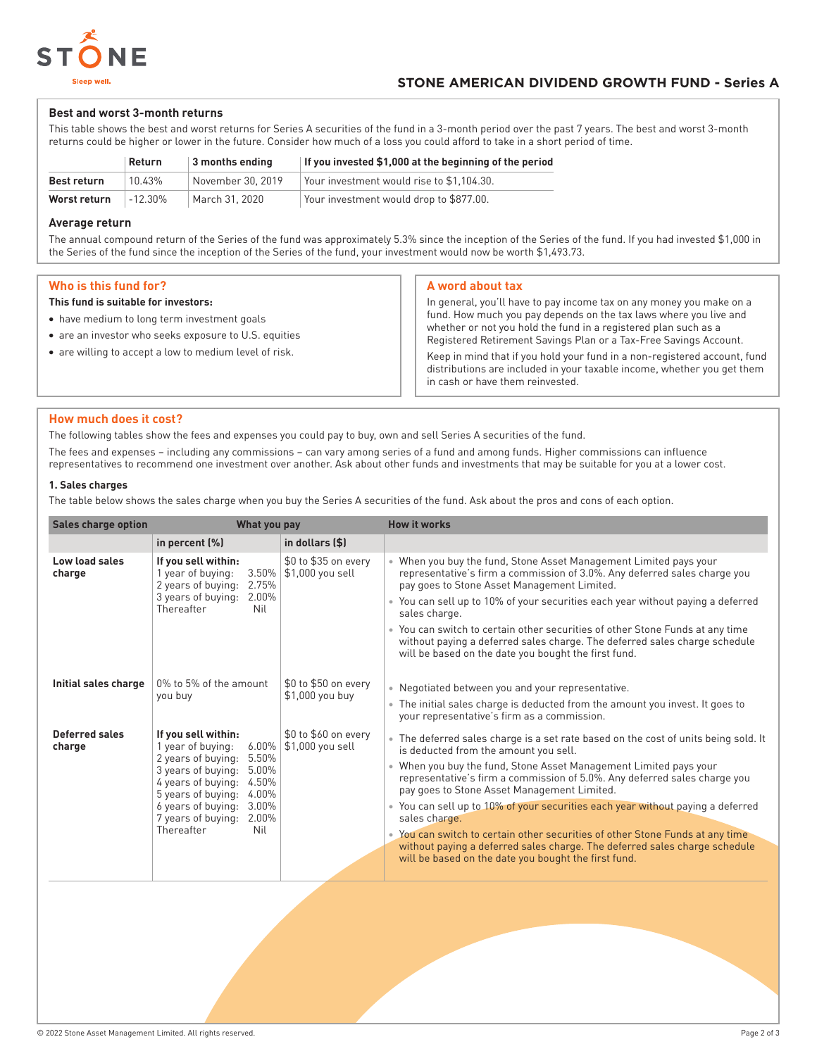## STONE AMERICAN DIVIDEND GROWTH FUND - Series A

### Best and worst 3-month returns

This table shows the best and worst returns for Series A securities of the fund in a 3-month period over the past 7 years. The best and worst 3-month returns could be higher or lower in the future. Consider how much of a loss you could afford to take in a short period of time.

| | Return | 3 months ending | If you invested $1,000 at the beginning of the period |
|---|---|---|---|
| **Best return** | 10.43% | November 30, 2019 | Your investment would rise to $1,104.30. |
| **Worst return** | -12.30% | March 31, 2020 | Your investment would drop to $877.00. |

### Average return

The annual compound return of the Series of the fund was approximately 5.3% since the inception of the Series of the fund. If you had invested $1,000 in the Series of the fund since the inception of the Series of the fund, your investment would now be worth $1,493.73.

## Who is this fund for?

**This fund is suitable for investors:**

- have medium to long term investment goals
- are an investor who seeks exposure to U.S. equities
- are willing to accept a low to medium level of risk.

## A word about tax

In general, you'll have to pay income tax on any money you make on a fund. How much you pay depends on the tax laws where you live and whether or not you hold the fund in a registered plan such as a Registered Retirement Savings Plan or a Tax-Free Savings Account.

Keep in mind that if you hold your fund in a non-registered account, fund distributions are included in your taxable income, whether you get them in cash or have them reinvested.

## How much does it cost?

The following tables show the fees and expenses you could pay to buy, own and sell Series A securities of the fund.

The fees and expenses – including any commissions – can vary among series of a fund and among funds. Higher commissions can influence representatives to recommend one investment over another. Ask about other funds and investments that may be suitable for you at a lower cost.

### 1. Sales charges

The table below shows the sales charge when you buy the Series A securities of the fund. Ask about the pros and cons of each option.

| Sales charge option | What you pay | | How it works |
|---|---|---|---|
| | **in percent (%)** | **in dollars ($)** | |
| **Low load sales charge** | **If you sell within:**<br>1 year of buying: 3.50%<br>2 years of buying: 2.75%<br>3 years of buying: 2.00%<br>Thereafter Nil | $0 to $35 on every $1,000 you sell | • When you buy the fund, Stone Asset Management Limited pays your representative's firm a commission of 3.0%. Any deferred sales charge you pay goes to Stone Asset Management Limited.<br>• You can sell up to 10% of your securities each year without paying a deferred sales charge.<br>• You can switch to certain other securities of other Stone Funds at any time without paying a deferred sales charge. The deferred sales charge schedule will be based on the date you bought the first fund. |
| **Initial sales charge** | 0% to 5% of the amount you buy | $0 to $50 on every $1,000 you buy | • Negotiated between you and your representative.<br>• The initial sales charge is deducted from the amount you invest. It goes to your representative's firm as a commission. |
| **Deferred sales charge** | **If you sell within:**<br>1 year of buying: 6.00%<br>2 years of buying: 5.50%<br>3 years of buying: 5.00%<br>4 years of buying: 4.50%<br>5 years of buying: 4.00%<br>6 years of buying: 3.00%<br>7 years of buying: 2.00%<br>Thereafter Nil | $0 to $60 on every $1,000 you sell | • The deferred sales charge is a set rate based on the cost of units being sold. It is deducted from the amount you sell.<br>• When you buy the fund, Stone Asset Management Limited pays your representative's firm a commission of 5.0%. Any deferred sales charge you pay goes to Stone Asset Management Limited.<br>• You can sell up to 10% of your securities each year without paying a deferred sales charge.<br>• You can switch to certain other securities of other Stone Funds at any time without paying a deferred sales charge. The deferred sales charge schedule will be based on the date you bought the first fund. |

© 2022 Stone Asset Management Limited. All rights reserved.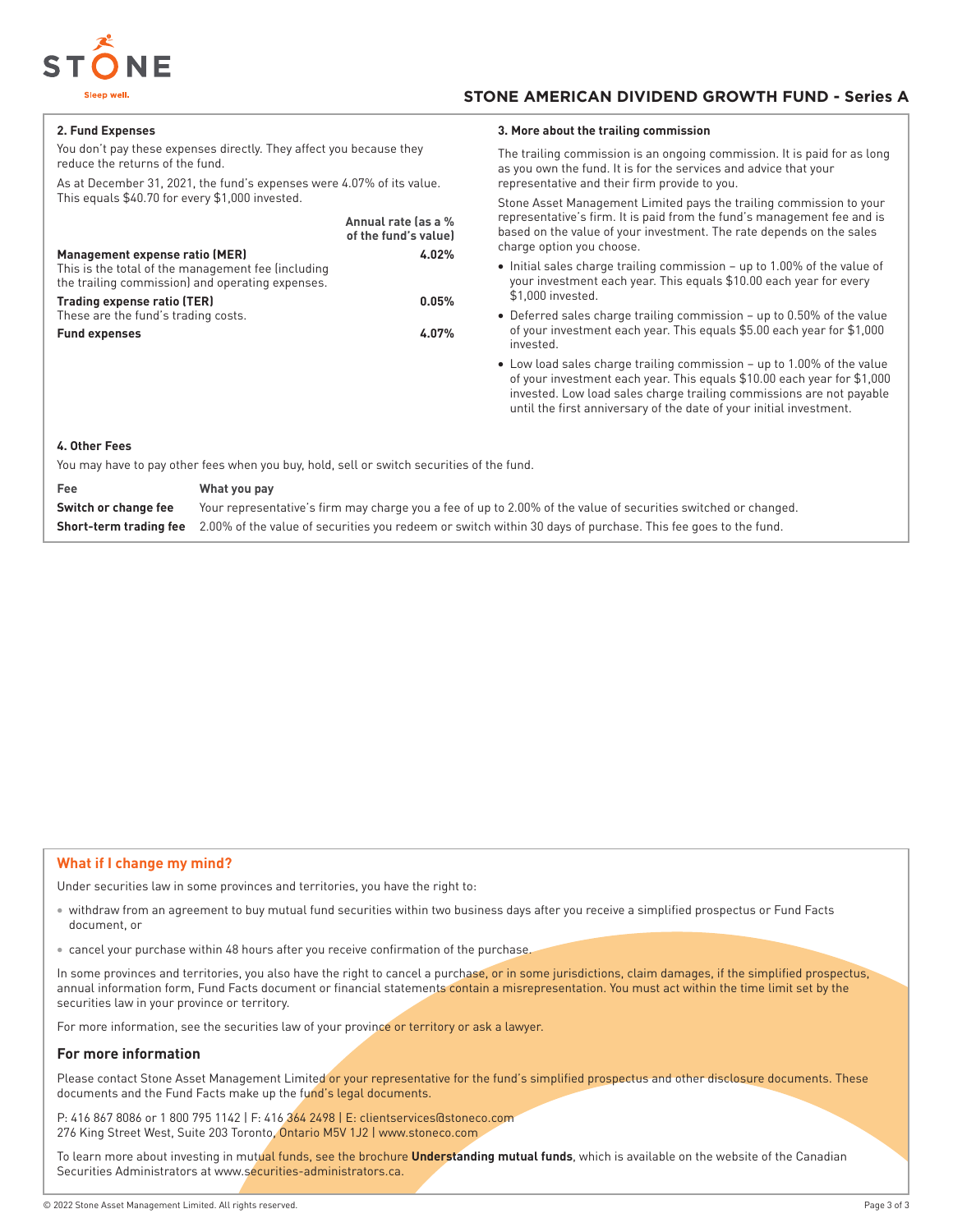## STONE AMERICAN DIVIDEND GROWTH FUND - Series A

### 2. Fund Expenses

You don't pay these expenses directly. They affect you because they reduce the returns of the fund.

As at December 31, 2021, the fund's expenses were 4.07% of its value. This equals $40.70 for every $1,000 invested.

| | Annual rate (as a % of the fund's value) |
|---|---|
| **Management expense ratio (MER)**<br>This is the total of the management fee (including the trailing commission) and operating expenses. | **4.02%** |
| **Trading expense ratio (TER)**<br>These are the fund's trading costs. | **0.05%** |
| **Fund expenses** | **4.07%** |

### 3. More about the trailing commission

The trailing commission is an ongoing commission. It is paid for as long as you own the fund. It is for the services and advice that your representative and their firm provide to you.

Stone Asset Management Limited pays the trailing commission to your representative's firm. It is paid from the fund's management fee and is based on the value of your investment. The rate depends on the sales charge option you choose.

- Initial sales charge trailing commission – up to 1.00% of the value of your investment each year. This equals $10.00 each year for every $1,000 invested.
- Deferred sales charge trailing commission – up to 0.50% of the value of your investment each year. This equals $5.00 each year for $1,000 invested.
- Low load sales charge trailing commission – up to 1.00% of the value of your investment each year. This equals $10.00 each year for $1,000 invested. Low load sales charge trailing commissions are not payable until the first anniversary of the date of your initial investment.

### 4. Other Fees

You may have to pay other fees when you buy, hold, sell or switch securities of the fund.

| Fee | What you pay |
|---|---|
| **Switch or change fee** | Your representative's firm may charge you a fee of up to 2.00% of the value of securities switched or changed. |
| **Short-term trading fee** | 2.00% of the value of securities you redeem or switch within 30 days of purchase. This fee goes to the fund. |

## What if I change my mind?

Under securities law in some provinces and territories, you have the right to:

- withdraw from an agreement to buy mutual fund securities within two business days after you receive a simplified prospectus or Fund Facts document, or
- cancel your purchase within 48 hours after you receive confirmation of the purchase.

In some provinces and territories, you also have the right to cancel a purchase, or in some jurisdictions, claim damages, if the simplified prospectus, annual information form, Fund Facts document or financial statements contain a misrepresentation. You must act within the time limit set by the securities law in your province or territory.

For more information, see the securities law of your province or territory or ask a lawyer.

## For more information

Please contact Stone Asset Management Limited or your representative for the fund's simplified prospectus and other disclosure documents. These documents and the Fund Facts make up the fund's legal documents.

P: 416 867 8086 or 1 800 795 1142 | F: 416 364 2498 | E: clientservices@stoneco.com
276 King Street West, Suite 203 Toronto, Ontario M5V 1J2 | www.stoneco.com

To learn more about investing in mutual funds, see the brochure **Understanding mutual funds**, which is available on the website of the Canadian Securities Administrators at www.securities-administrators.ca.

© 2022 Stone Asset Management Limited. All rights reserved.